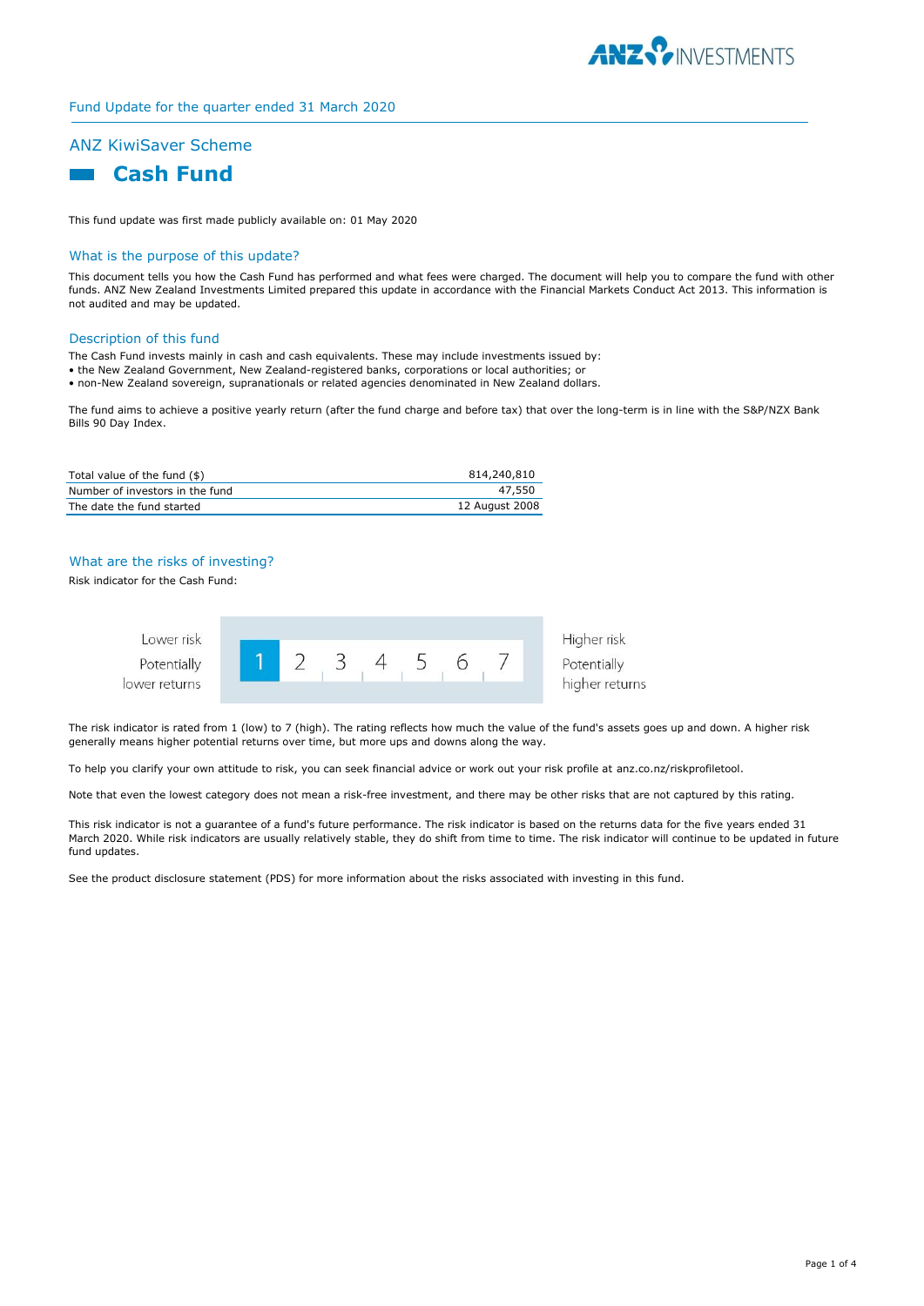Fund Update for the quarter ended 31 March 2020

## ANZ KiwiSaver Scheme

# Cash Fund

This fund update was first made publicly available on: 01 May 2020

### What is the purpose of this update?

This document tells you how the Cash Fund has performed and what fees were charged. The document will help you to compare the fund with other funds. ANZ New Zealand Investments Limited prepared this update in accordance with the Financial Markets Conduct Act 2013. This information is not audited and may be updated.

### Description of this fund

The Cash Fund invests mainly in cash and cash equivalents. These may include investments issued by:

- the New Zealand Government, New Zealand-registered banks, corporations or local authorities; or
- non-New Zealand sovereign, supranationals or related agencies denominated in New Zealand dollars.

The fund aims to achieve a positive yearly return (after the fund charge and before tax) that over the long-term is in line with the S&P/NZX Bank Bills 90 Day Index.

| | |
|---|---|
| Total value of the fund ($) | 814,240,810 |
| Number of investors in the fund | 47,550 |
| The date the fund started | 12 August 2008 |

### What are the risks of investing?

Risk indicator for the Cash Fund:

| Lower risk / Potentially lower returns | **1** | 2 | 3 | 4 | 5 | 6 | 7 | Higher risk / Potentially higher returns |
|---|---|---|---|---|---|---|---|---|

The risk indicator is rated from 1 (low) to 7 (high). The rating reflects how much the value of the fund's assets goes up and down. A higher risk generally means higher potential returns over time, but more ups and downs along the way.

To help you clarify your own attitude to risk, you can seek financial advice or work out your risk profile at anz.co.nz/riskprofiletool.

Note that even the lowest category does not mean a risk-free investment, and there may be other risks that are not captured by this rating.

This risk indicator is not a guarantee of a fund's future performance. The risk indicator is based on the returns data for the five years ended 31 March 2020. While risk indicators are usually relatively stable, they do shift from time to time. The risk indicator will continue to be updated in future fund updates.

See the product disclosure statement (PDS) for more information about the risks associated with investing in this fund.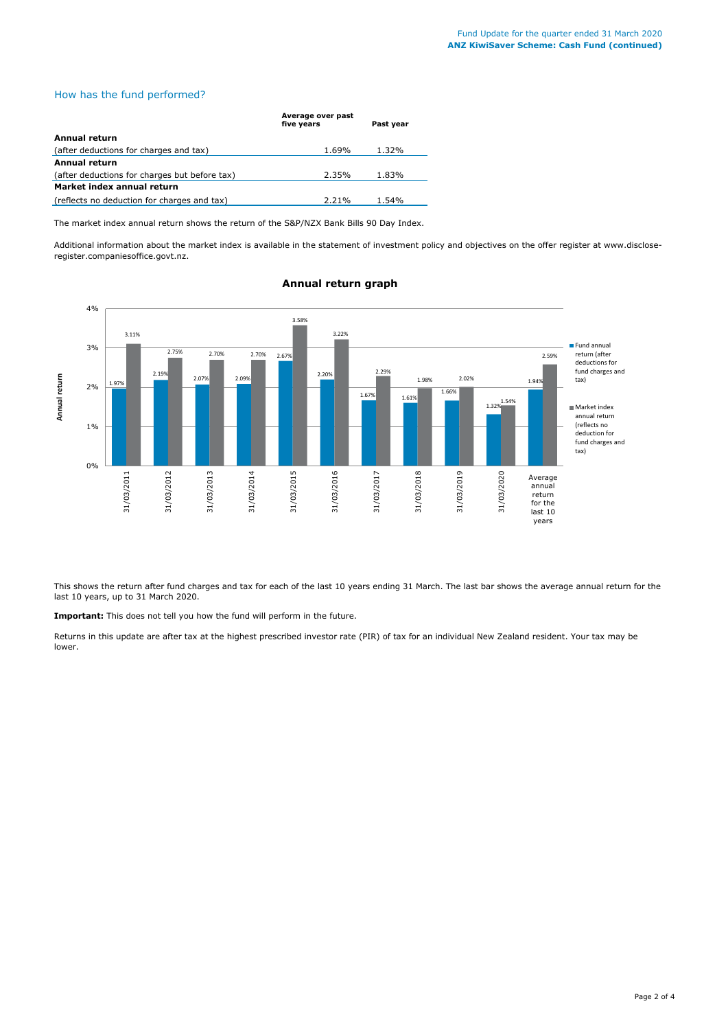## How has the fund performed?

| | Average over past five years | Past year |
|---|---|---|
| **Annual return** | | |
| (after deductions for charges and tax) | 1.69% | 1.32% |
| **Annual return** | | |
| (after deductions for charges but before tax) | 2.35% | 1.83% |
| **Market index annual return** | | |
| (reflects no deduction for charges and tax) | 2.21% | 1.54% |

The market index annual return shows the return of the S&P/NZX Bank Bills 90 Day Index.

Additional information about the market index is available in the statement of investment policy and objectives on the offer register at www.disclose-register.companiesoffice.govt.nz.

### Annual return graph

| | Fund annual return (after deductions for fund charges and tax) | Market index annual return (reflects no deduction for fund charges and tax) |
|---|---|---|
| 31/03/2011 | 1.97% | 3.11% |
| 31/03/2012 | 2.19% | 2.75% |
| 31/03/2013 | 2.07% | 2.70% |
| 31/03/2014 | 2.09% | 2.70% |
| 31/03/2015 | 2.67% | 3.58% |
| 31/03/2016 | 2.20% | 3.22% |
| 31/03/2017 | 1.67% | 2.29% |
| 31/03/2018 | 1.61% | 1.98% |
| 31/03/2019 | 1.66% | 2.02% |
| 31/03/2020 | 1.32% | 1.54% |
| Average annual return for the last 10 years | 1.94% | 2.59% |

This shows the return after fund charges and tax for each of the last 10 years ending 31 March. The last bar shows the average annual return for the last 10 years, up to 31 March 2020.

**Important:** This does not tell you how the fund will perform in the future.

Returns in this update are after tax at the highest prescribed investor rate (PIR) of tax for an individual New Zealand resident. Your tax may be lower.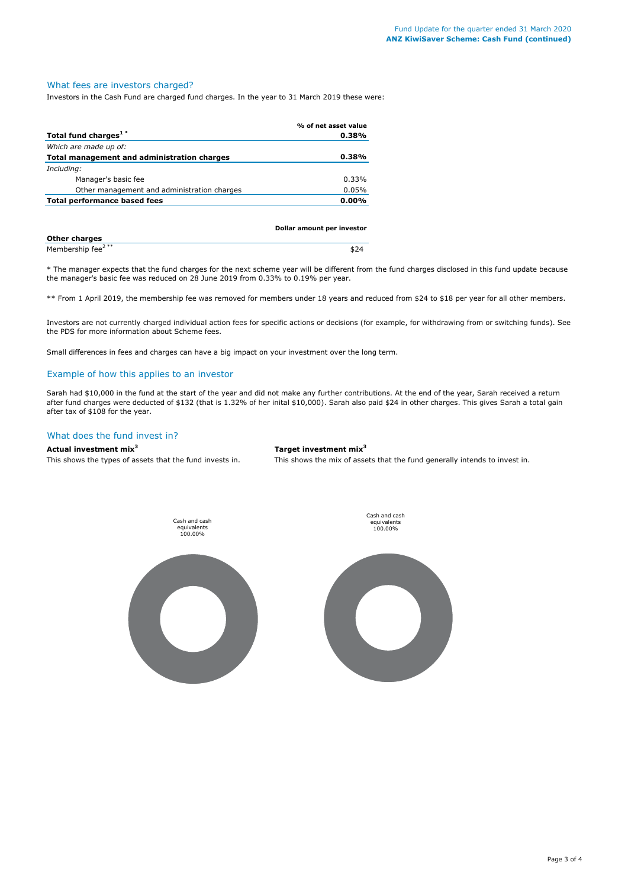## What fees are investors charged?

Investors in the Cash Fund are charged fund charges. In the year to 31 March 2019 these were:

| | % of net asset value |
|---|---|
| **Total fund charges[1] \*** | **0.38%** |
| *Which are made up of:* | |
| **Total management and administration charges** | **0.38%** |
| *Including:* | |
| Manager's basic fee | 0.33% |
| Other management and administration charges | 0.05% |
| **Total performance based fees** | **0.00%** |

| **Other charges** | **Dollar amount per investor** |
|---|---|
| Membership fee[2] ** | $24 |

\* The manager expects that the fund charges for the next scheme year will be different from the fund charges disclosed in this fund update because the manager's basic fee was reduced on 28 June 2019 from 0.33% to 0.19% per year.

\*\* From 1 April 2019, the membership fee was removed for members under 18 years and reduced from $24 to $18 per year for all other members.

Investors are not currently charged individual action fees for specific actions or decisions (for example, for withdrawing from or switching funds). See the PDS for more information about Scheme fees.

Small differences in fees and charges can have a big impact on your investment over the long term.

## Example of how this applies to an investor

Sarah had $10,000 in the fund at the start of the year and did not make any further contributions. At the end of the year, Sarah received a return after fund charges were deducted of $132 (that is 1.32% of her inital $10,000). Sarah also paid $24 in other charges. This gives Sarah a total gain after tax of $108 for the year.

## What does the fund invest in?

**Actual investment mix[3]**

This shows the types of assets that the fund invests in.

Cash and cash equivalents 100.00%

**Target investment mix[3]**

This shows the mix of assets that the fund generally intends to invest in.

Cash and cash equivalents 100.00%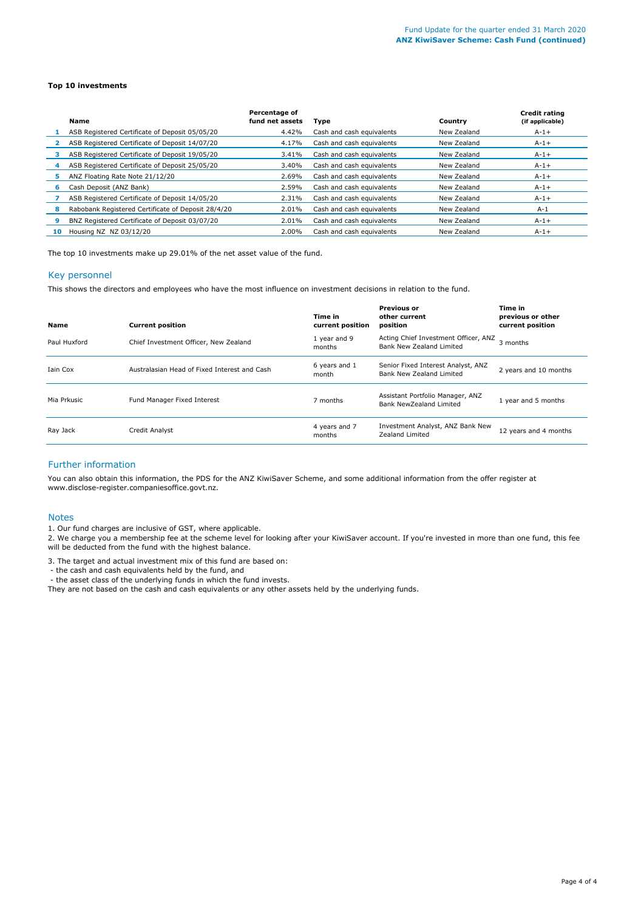**Top 10 investments**

| | Name | Percentage of fund net assets | Type | Country | Credit rating (if applicable) |
|---|---|---|---|---|---|
| 1 | ASB Registered Certificate of Deposit 05/05/20 | 4.42% | Cash and cash equivalents | New Zealand | A-1+ |
| 2 | ASB Registered Certificate of Deposit 14/07/20 | 4.17% | Cash and cash equivalents | New Zealand | A-1+ |
| 3 | ASB Registered Certificate of Deposit 19/05/20 | 3.41% | Cash and cash equivalents | New Zealand | A-1+ |
| 4 | ASB Registered Certificate of Deposit 25/05/20 | 3.40% | Cash and cash equivalents | New Zealand | A-1+ |
| 5 | ANZ Floating Rate Note 21/12/20 | 2.69% | Cash and cash equivalents | New Zealand | A-1+ |
| 6 | Cash Deposit (ANZ Bank) | 2.59% | Cash and cash equivalents | New Zealand | A-1+ |
| 7 | ASB Registered Certificate of Deposit 14/05/20 | 2.31% | Cash and cash equivalents | New Zealand | A-1+ |
| 8 | Rabobank Registered Certificate of Deposit 28/4/20 | 2.01% | Cash and cash equivalents | New Zealand | A-1 |
| 9 | BNZ Registered Certificate of Deposit 03/07/20 | 2.01% | Cash and cash equivalents | New Zealand | A-1+ |
| 10 | Housing NZ NZ 03/12/20 | 2.00% | Cash and cash equivalents | New Zealand | A-1+ |

The top 10 investments make up 29.01% of the net asset value of the fund.

## Key personnel

This shows the directors and employees who have the most influence on investment decisions in relation to the fund.

| Name | Current position | Time in current position | Previous or other current position | Time in previous or other current position |
|---|---|---|---|---|
| Paul Huxford | Chief Investment Officer, New Zealand | 1 year and 9 months | Acting Chief Investment Officer, ANZ Bank New Zealand Limited | 3 months |
| Iain Cox | Australasian Head of Fixed Interest and Cash | 6 years and 1 month | Senior Fixed Interest Analyst, ANZ Bank New Zealand Limited | 2 years and 10 months |
| Mia Prkusic | Fund Manager Fixed Interest | 7 months | Assistant Portfolio Manager, ANZ Bank NewZealand Limited | 1 year and 5 months |
| Ray Jack | Credit Analyst | 4 years and 7 months | Investment Analyst, ANZ Bank New Zealand Limited | 12 years and 4 months |

## Further information

You can also obtain this information, the PDS for the ANZ KiwiSaver Scheme, and some additional information from the offer register at www.disclose-register.companiesoffice.govt.nz.

## Notes

1. Our fund charges are inclusive of GST, where applicable.
2. We charge you a membership fee at the scheme level for looking after your KiwiSaver account. If you're invested in more than one fund, this fee will be deducted from the fund with the highest balance.
3. The target and actual investment mix of this fund are based on:
 - the cash and cash equivalents held by the fund, and
 - the asset class of the underlying funds in which the fund invests.

They are not based on the cash and cash equivalents or any other assets held by the underlying funds.